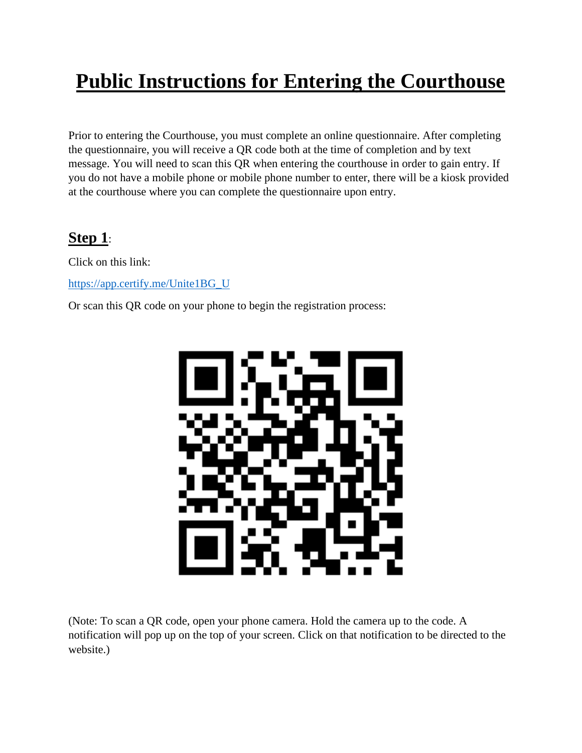# Public Instructions for Entering the Courthouse

Prior to entering the Courthouse, you must complete an online questionnaire. After completing the questionnaire, you will receive a QR code both at the time of completion and by text message. You will need to scan this QR when entering the courthouse in order to gain entry. If you do not have a mobile phone or mobile phone number to enter, there will be a kiosk provided at the courthouse where you can complete the questionnaire upon entry.

## Step 1:

Click on this link:

[https://app.certify.me/Unite1BG_U](https://app.certify.me/Unite1BG_U)

Or scan this QR code on your phone to begin the registration process:

(Note: To scan a QR code, open your phone camera. Hold the camera up to the code. A notification will pop up on the top of your screen. Click on that notification to be directed to the website.)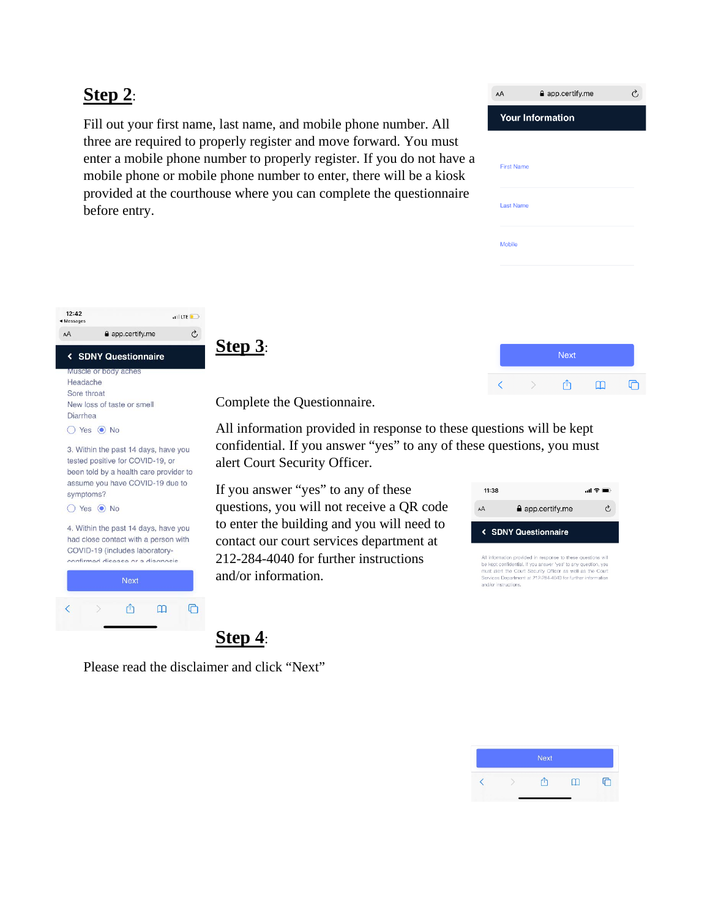## **Step 2**:

Fill out your first name, last name, and mobile phone number. All three are required to properly register and move forward. You must enter a mobile phone number to properly register. If you do not have a mobile phone or mobile phone number to enter, there will be a kiosk provided at the courthouse where you can complete the questionnaire before entry.

## **Step 3**:

Complete the Questionnaire.

All information provided in response to these questions will be kept confidential. If you answer "yes" to any of these questions, you must alert Court Security Officer.

If you answer "yes" to any of these questions, you will not receive a QR code to enter the building and you will need to contact our court services department at 212-284-4040 for further instructions and/or information.

## **Step 4**:

Please read the disclaimer and click "Next"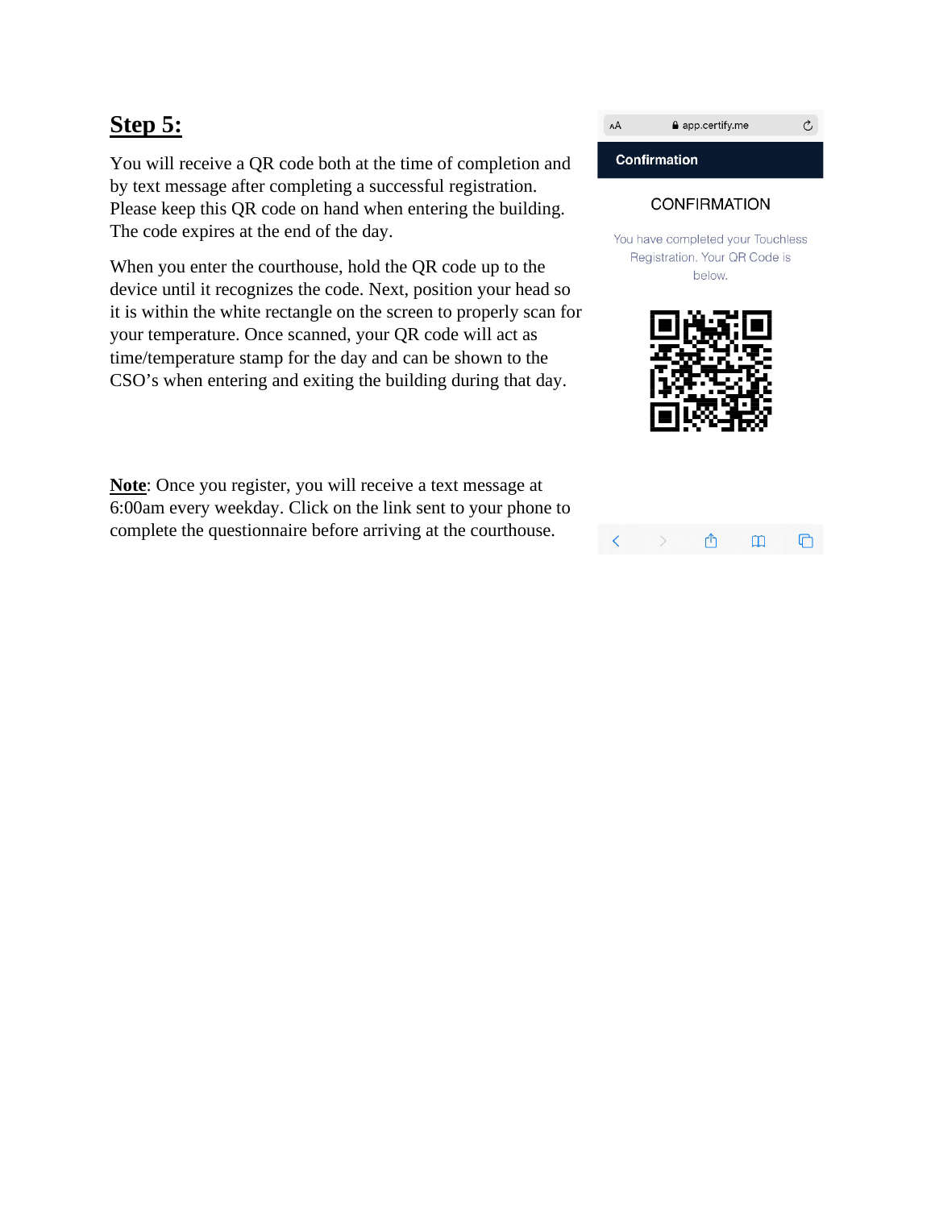## **Step 5:**

You will receive a QR code both at the time of completion and by text message after completing a successful registration. Please keep this QR code on hand when entering the building. The code expires at the end of the day.

When you enter the courthouse, hold the QR code up to the device until it recognizes the code. Next, position your head so it is within the white rectangle on the screen to properly scan for your temperature. Once scanned, your QR code will act as time/temperature stamp for the day and can be shown to the CSO's when entering and exiting the building during that day.

app.certify.me

Confirmation

CONFIRMATION

You have completed your Touchless Registration. Your QR Code is below.

**Note**: Once you register, you will receive a text message at 6:00am every weekday. Click on the link sent to your phone to complete the questionnaire before arriving at the courthouse.